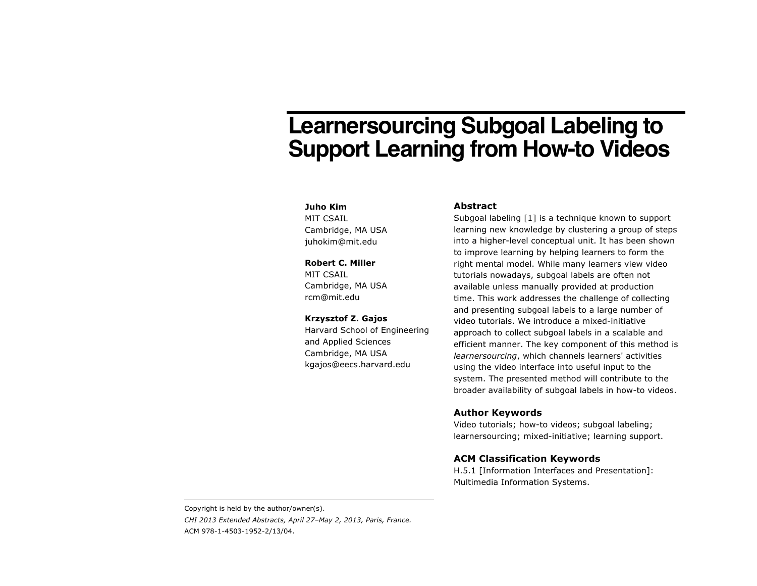# Learnersourcing Subgoal Labeling to Support Learning from How-to Videos

**Juho Kim**
MIT CSAIL
Cambridge, MA USA
juhokim@mit.edu

**Robert C. Miller**
MIT CSAIL
Cambridge, MA USA
rcm@mit.edu

**Krzysztof Z. Gajos**
Harvard School of Engineering and Applied Sciences
Cambridge, MA USA
kgajos@eecs.harvard.edu

## Abstract

Subgoal labeling [1] is a technique known to support learning new knowledge by clustering a group of steps into a higher-level conceptual unit. It has been shown to improve learning by helping learners to form the right mental model. While many learners view video tutorials nowadays, subgoal labels are often not available unless manually provided at production time. This work addresses the challenge of collecting and presenting subgoal labels to a large number of video tutorials. We introduce a mixed-initiative approach to collect subgoal labels in a scalable and efficient manner. The key component of this method is *learnersourcing*, which channels learners' activities using the video interface into useful input to the system. The presented method will contribute to the broader availability of subgoal labels in how-to videos.

## Author Keywords

Video tutorials; how-to videos; subgoal labeling; learnersourcing; mixed-initiative; learning support.

## ACM Classification Keywords

H.5.1 [Information Interfaces and Presentation]: Multimedia Information Systems.

Copyright is held by the author/owner(s).
*CHI 2013 Extended Abstracts, April 27–May 2, 2013, Paris, France.*
ACM 978-1-4503-1952-2/13/04.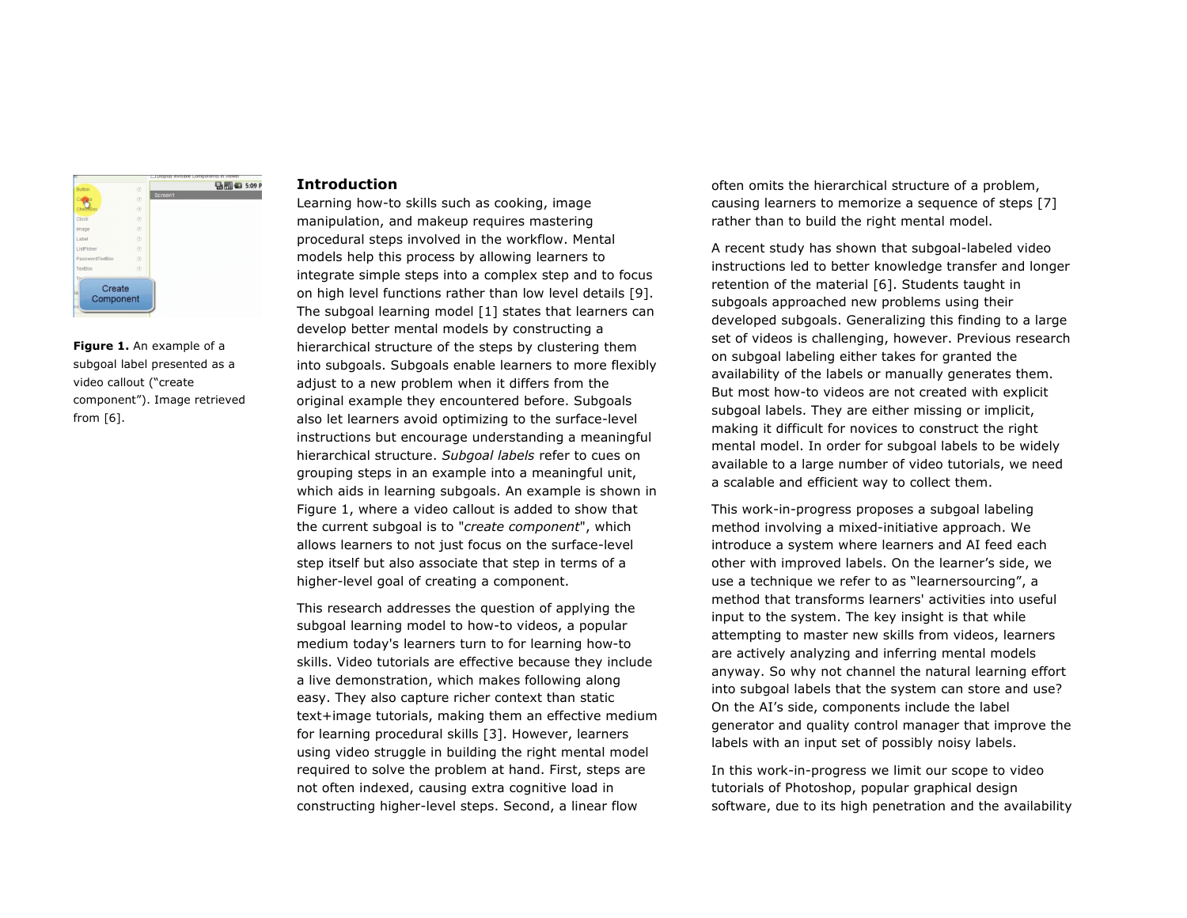Figure 1. An example of a subgoal label presented as a video callout ("create component"). Image retrieved from [6].

## Introduction

Learning how-to skills such as cooking, image manipulation, and makeup requires mastering procedural steps involved in the workflow. Mental models help this process by allowing learners to integrate simple steps into a complex step and to focus on high level functions rather than low level details [9]. The subgoal learning model [1] states that learners can develop better mental models by constructing a hierarchical structure of the steps by clustering them into subgoals. Subgoals enable learners to more flexibly adjust to a new problem when it differs from the original example they encountered before. Subgoals also let learners avoid optimizing to the surface-level instructions but encourage understanding a meaningful hierarchical structure. *Subgoal labels* refer to cues on grouping steps in an example into a meaningful unit, which aids in learning subgoals. An example is shown in Figure 1, where a video callout is added to show that the current subgoal is to "*create component*", which allows learners to not just focus on the surface-level step itself but also associate that step in terms of a higher-level goal of creating a component.

This research addresses the question of applying the subgoal learning model to how-to videos, a popular medium today's learners turn to for learning how-to skills. Video tutorials are effective because they include a live demonstration, which makes following along easy. They also capture richer context than static text+image tutorials, making them an effective medium for learning procedural skills [3]. However, learners using video struggle in building the right mental model required to solve the problem at hand. First, steps are not often indexed, causing extra cognitive load in constructing higher-level steps. Second, a linear flow often omits the hierarchical structure of a problem, causing learners to memorize a sequence of steps [7] rather than to build the right mental model.

A recent study has shown that subgoal-labeled video instructions led to better knowledge transfer and longer retention of the material [6]. Students taught in subgoals approached new problems using their developed subgoals. Generalizing this finding to a large set of videos is challenging, however. Previous research on subgoal labeling either takes for granted the availability of the labels or manually generates them. But most how-to videos are not created with explicit subgoal labels. They are either missing or implicit, making it difficult for novices to construct the right mental model. In order for subgoal labels to be widely available to a large number of video tutorials, we need a scalable and efficient way to collect them.

This work-in-progress proposes a subgoal labeling method involving a mixed-initiative approach. We introduce a system where learners and AI feed each other with improved labels. On the learner's side, we use a technique we refer to as "learnersourcing", a method that transforms learners' activities into useful input to the system. The key insight is that while attempting to master new skills from videos, learners are actively analyzing and inferring mental models anyway. So why not channel the natural learning effort into subgoal labels that the system can store and use? On the AI's side, components include the label generator and quality control manager that improve the labels with an input set of possibly noisy labels.

In this work-in-progress we limit our scope to video tutorials of Photoshop, popular graphical design software, due to its high penetration and the availability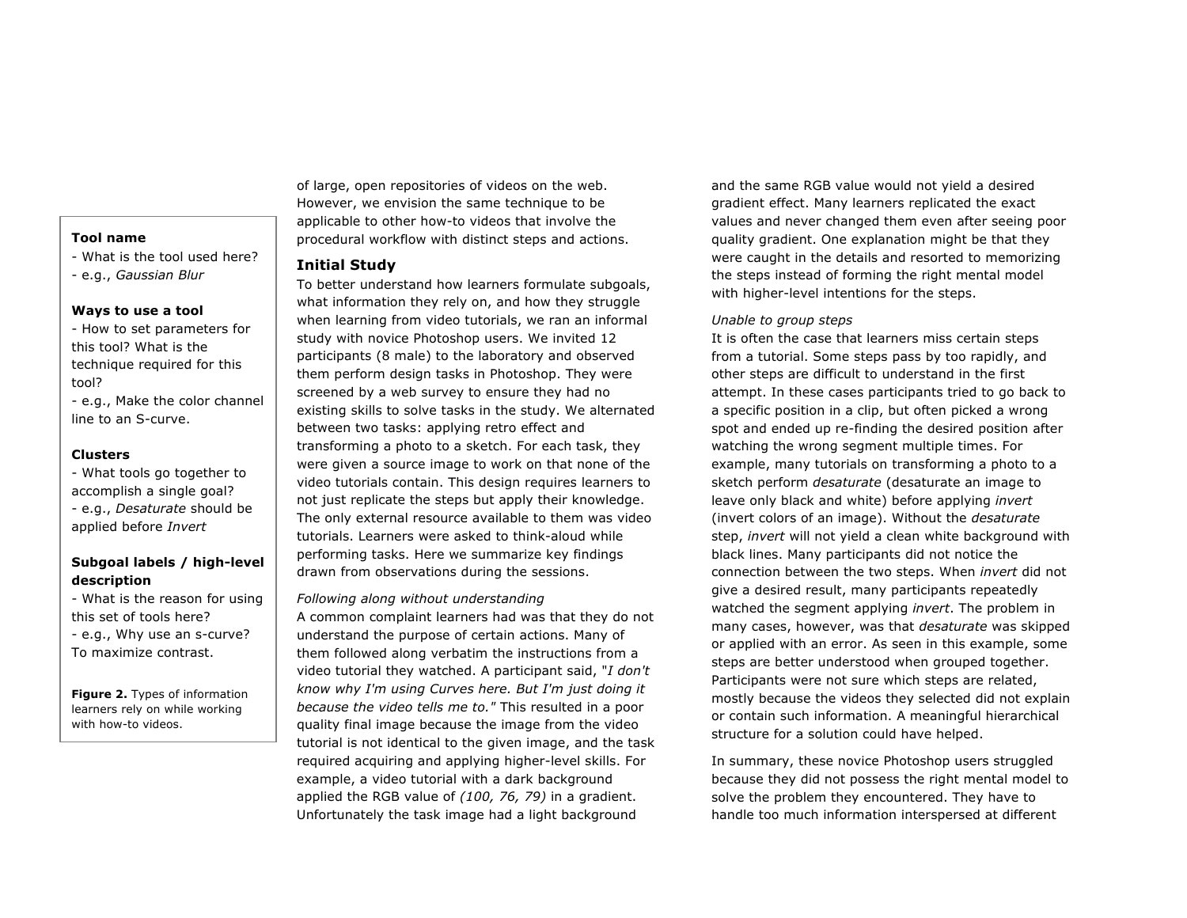**Tool name**
- What is the tool used here?
- e.g., *Gaussian Blur*

**Ways to use a tool**
- How to set parameters for this tool? What is the technique required for this tool?
- e.g., Make the color channel line to an S-curve.

**Clusters**
- What tools go together to accomplish a single goal?
- e.g., *Desaturate* should be applied before *Invert*

**Subgoal labels / high-level description**
- What is the reason for using this set of tools here?
- e.g., Why use an s-curve? To maximize contrast.

**Figure 2.** Types of information learners rely on while working with how-to videos.

of large, open repositories of videos on the web. However, we envision the same technique to be applicable to other how-to videos that involve the procedural workflow with distinct steps and actions.

### Initial Study

To better understand how learners formulate subgoals, what information they rely on, and how they struggle when learning from video tutorials, we ran an informal study with novice Photoshop users. We invited 12 participants (8 male) to the laboratory and observed them perform design tasks in Photoshop. They were screened by a web survey to ensure they had no existing skills to solve tasks in the study. We alternated between two tasks: applying retro effect and transforming a photo to a sketch. For each task, they were given a source image to work on that none of the video tutorials contain. This design requires learners to not just replicate the steps but apply their knowledge. The only external resource available to them was video tutorials. Learners were asked to think-aloud while performing tasks. Here we summarize key findings drawn from observations during the sessions.

*Following along without understanding*

A common complaint learners had was that they do not understand the purpose of certain actions. Many of them followed along verbatim the instructions from a video tutorial they watched. A participant said, "*I don't know why I'm using Curves here. But I'm just doing it because the video tells me to.*" This resulted in a poor quality final image because the image from the video tutorial is not identical to the given image, and the task required acquiring and applying higher-level skills. For example, a video tutorial with a dark background applied the RGB value of *(100, 76, 79)* in a gradient. Unfortunately the task image had a light background and the same RGB value would not yield a desired gradient effect. Many learners replicated the exact values and never changed them even after seeing poor quality gradient. One explanation might be that they were caught in the details and resorted to memorizing the steps instead of forming the right mental model with higher-level intentions for the steps.

*Unable to group steps*

It is often the case that learners miss certain steps from a tutorial. Some steps pass by too rapidly, and other steps are difficult to understand in the first attempt. In these cases participants tried to go back to a specific position in a clip, but often picked a wrong spot and ended up re-finding the desired position after watching the wrong segment multiple times. For example, many tutorials on transforming a photo to a sketch perform *desaturate* (desaturate an image to leave only black and white) before applying *invert* (invert colors of an image). Without the *desaturate* step, *invert* will not yield a clean white background with black lines. Many participants did not notice the connection between the two steps. When *invert* did not give a desired result, many participants repeatedly watched the segment applying *invert*. The problem in many cases, however, was that *desaturate* was skipped or applied with an error. As seen in this example, some steps are better understood when grouped together. Participants were not sure which steps are related, mostly because the videos they selected did not explain or contain such information. A meaningful hierarchical structure for a solution could have helped.

In summary, these novice Photoshop users struggled because they did not possess the right mental model to solve the problem they encountered. They have to handle too much information interspersed at different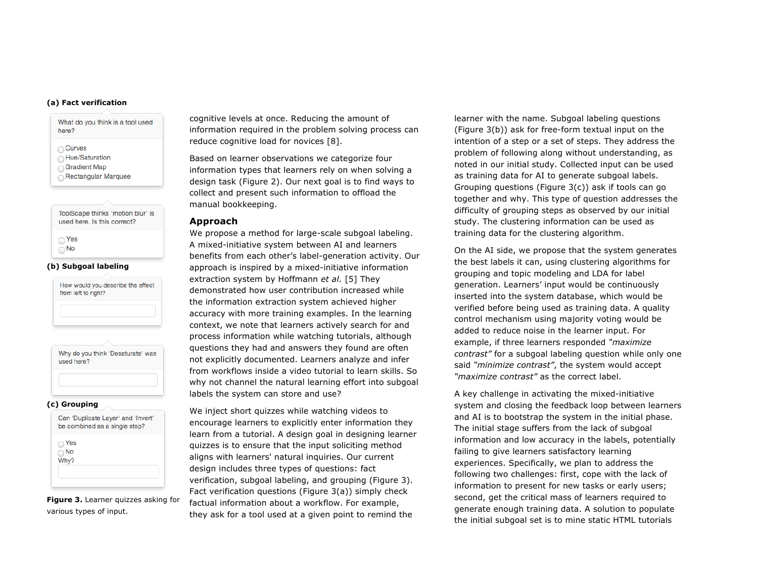**(a) Fact verification**

What do you think is a tool used here?

- Curves
- Hue/Saturation
- Gradient Map
- Rectangular Marquee

ToolScape thinks 'motion blur' is used here. Is this correct?

- Yes
- No

**(b) Subgoal labeling**

How would you describe the effect from left to right?

Why do you think 'Desaturate' was used here?

**(c) Grouping**

Can 'Duplicate Layer' and 'Invert' be combined as a single step?

- Yes
- No

Why?

**Figure 3.** Learner quizzes asking for various types of input.

cognitive levels at once. Reducing the amount of information required in the problem solving process can reduce cognitive load for novices [8].

Based on learner observations we categorize four information types that learners rely on when solving a design task (Figure 2). Our next goal is to find ways to collect and present such information to offload the manual bookkeeping.

## Approach

We propose a method for large-scale subgoal labeling. A mixed-initiative system between AI and learners benefits from each other's label-generation activity. Our approach is inspired by a mixed-initiative information extraction system by Hoffmann *et al.* [5] They demonstrated how user contribution increased while the information extraction system achieved higher accuracy with more training examples. In the learning context, we note that learners actively search for and process information while watching tutorials, although questions they had and answers they found are often not explicitly documented. Learners analyze and infer from workflows inside a video tutorial to learn skills. So why not channel the natural learning effort into subgoal labels the system can store and use?

We inject short quizzes while watching videos to encourage learners to explicitly enter information they learn from a tutorial. A design goal in designing learner quizzes is to ensure that the input soliciting method aligns with learners' natural inquiries. Our current design includes three types of questions: fact verification, subgoal labeling, and grouping (Figure 3). Fact verification questions (Figure 3(a)) simply check factual information about a workflow. For example, they ask for a tool used at a given point to remind the learner with the name. Subgoal labeling questions (Figure 3(b)) ask for free-form textual input on the intention of a step or a set of steps. They address the problem of following along without understanding, as noted in our initial study. Collected input can be used as training data for AI to generate subgoal labels. Grouping questions (Figure 3(c)) ask if tools can go together and why. This type of question addresses the difficulty of grouping steps as observed by our initial study. The clustering information can be used as training data for the clustering algorithm.

On the AI side, we propose that the system generates the best labels it can, using clustering algorithms for grouping and topic modeling and LDA for label generation. Learners' input would be continuously inserted into the system database, which would be verified before being used as training data. A quality control mechanism using majority voting would be added to reduce noise in the learner input. For example, if three learners responded *"maximize contrast"* for a subgoal labeling question while only one said *"minimize contrast"*, the system would accept *"maximize contrast"* as the correct label.

A key challenge in activating the mixed-initiative system and closing the feedback loop between learners and AI is to bootstrap the system in the initial phase. The initial stage suffers from the lack of subgoal information and low accuracy in the labels, potentially failing to give learners satisfactory learning experiences. Specifically, we plan to address the following two challenges: first, cope with the lack of information to present for new tasks or early users; second, get the critical mass of learners required to generate enough training data. A solution to populate the initial subgoal set is to mine static HTML tutorials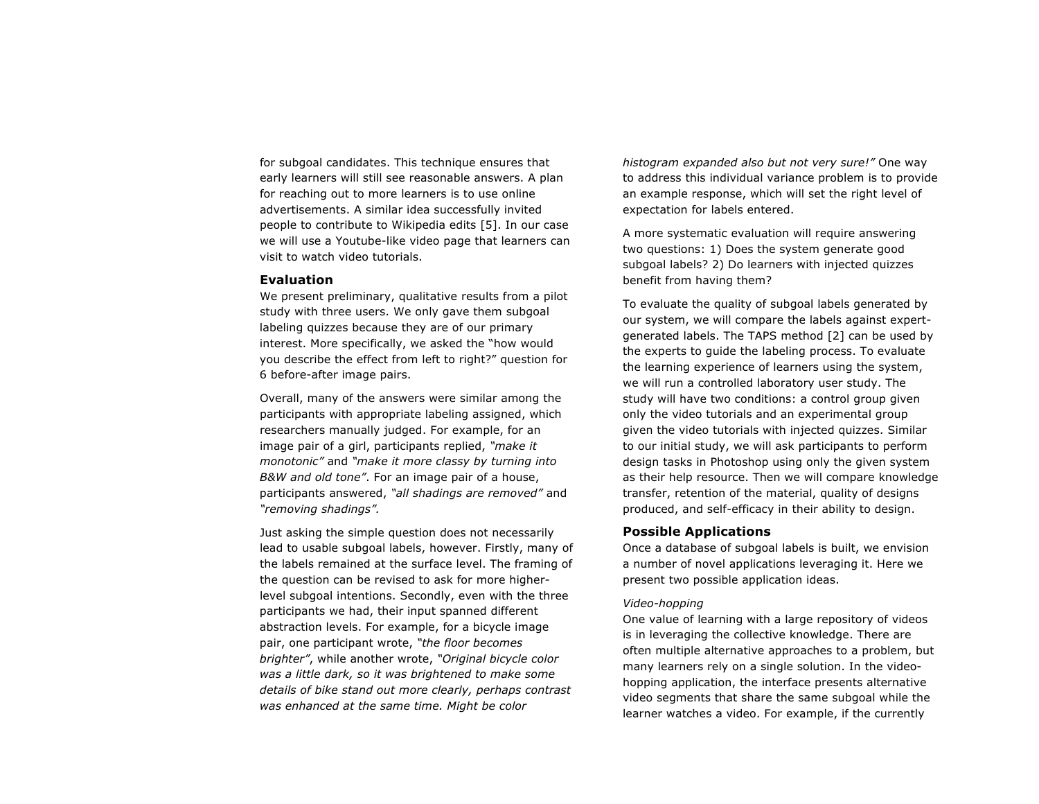for subgoal candidates. This technique ensures that early learners will still see reasonable answers. A plan for reaching out to more learners is to use online advertisements. A similar idea successfully invited people to contribute to Wikipedia edits [5]. In our case we will use a Youtube-like video page that learners can visit to watch video tutorials.

## Evaluation

We present preliminary, qualitative results from a pilot study with three users. We only gave them subgoal labeling quizzes because they are of our primary interest. More specifically, we asked the "how would you describe the effect from left to right?" question for 6 before-after image pairs.

Overall, many of the answers were similar among the participants with appropriate labeling assigned, which researchers manually judged. For example, for an image pair of a girl, participants replied, *"make it monotonic"* and *"make it more classy by turning into B&W and old tone"*. For an image pair of a house, participants answered, *"all shadings are removed"* and *"removing shadings".*

Just asking the simple question does not necessarily lead to usable subgoal labels, however. Firstly, many of the labels remained at the surface level. The framing of the question can be revised to ask for more higher-level subgoal intentions. Secondly, even with the three participants we had, their input spanned different abstraction levels. For example, for a bicycle image pair, one participant wrote, *"the floor becomes brighter"*, while another wrote, *"Original bicycle color was a little dark, so it was brightened to make some details of bike stand out more clearly, perhaps contrast was enhanced at the same time. Might be color histogram expanded also but not very sure!"* One way to address this individual variance problem is to provide an example response, which will set the right level of expectation for labels entered.

A more systematic evaluation will require answering two questions: 1) Does the system generate good subgoal labels? 2) Do learners with injected quizzes benefit from having them?

To evaluate the quality of subgoal labels generated by our system, we will compare the labels against expert-generated labels. The TAPS method [2] can be used by the experts to guide the labeling process. To evaluate the learning experience of learners using the system, we will run a controlled laboratory user study. The study will have two conditions: a control group given only the video tutorials and an experimental group given the video tutorials with injected quizzes. Similar to our initial study, we will ask participants to perform design tasks in Photoshop using only the given system as their help resource. Then we will compare knowledge transfer, retention of the material, quality of designs produced, and self-efficacy in their ability to design.

## Possible Applications

Once a database of subgoal labels is built, we envision a number of novel applications leveraging it. Here we present two possible application ideas.

*Video-hopping*

One value of learning with a large repository of videos is in leveraging the collective knowledge. There are often multiple alternative approaches to a problem, but many learners rely on a single solution. In the video-hopping application, the interface presents alternative video segments that share the same subgoal while the learner watches a video. For example, if the currently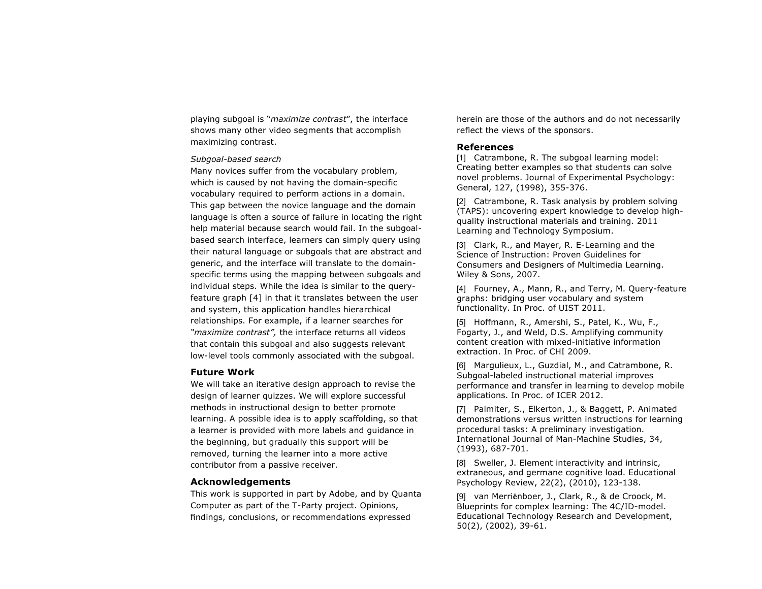playing subgoal is "*maximize contrast*", the interface shows many other video segments that accomplish maximizing contrast.

*Subgoal-based search*

Many novices suffer from the vocabulary problem, which is caused by not having the domain-specific vocabulary required to perform actions in a domain. This gap between the novice language and the domain language is often a source of failure in locating the right help material because search would fail. In the subgoal-based search interface, learners can simply query using their natural language or subgoals that are abstract and generic, and the interface will translate to the domain-specific terms using the mapping between subgoals and individual steps. While the idea is similar to the query-feature graph [4] in that it translates between the user and system, this application handles hierarchical relationships. For example, if a learner searches for *"maximize contrast",* the interface returns all videos that contain this subgoal and also suggests relevant low-level tools commonly associated with the subgoal.

## Future Work

We will take an iterative design approach to revise the design of learner quizzes. We will explore successful methods in instructional design to better promote learning. A possible idea is to apply scaffolding, so that a learner is provided with more labels and guidance in the beginning, but gradually this support will be removed, turning the learner into a more active contributor from a passive receiver.

## Acknowledgements

This work is supported in part by Adobe, and by Quanta Computer as part of the T-Party project. Opinions, findings, conclusions, or recommendations expressed herein are those of the authors and do not necessarily reflect the views of the sponsors.

## References

[1] Catrambone, R. The subgoal learning model: Creating better examples so that students can solve novel problems. Journal of Experimental Psychology: General, 127, (1998), 355-376.

[2] Catrambone, R. Task analysis by problem solving (TAPS): uncovering expert knowledge to develop high-quality instructional materials and training. 2011 Learning and Technology Symposium.

[3] Clark, R., and Mayer, R. E-Learning and the Science of Instruction: Proven Guidelines for Consumers and Designers of Multimedia Learning. Wiley & Sons, 2007.

[4] Fourney, A., Mann, R., and Terry, M. Query-feature graphs: bridging user vocabulary and system functionality. In Proc. of UIST 2011.

[5] Hoffmann, R., Amershi, S., Patel, K., Wu, F., Fogarty, J., and Weld, D.S. Amplifying community content creation with mixed-initiative information extraction. In Proc. of CHI 2009.

[6] Margulieux, L., Guzdial, M., and Catrambone, R. Subgoal-labeled instructional material improves performance and transfer in learning to develop mobile applications. In Proc. of ICER 2012.

[7] Palmiter, S., Elkerton, J., & Baggett, P. Animated demonstrations versus written instructions for learning procedural tasks: A preliminary investigation. International Journal of Man-Machine Studies, 34, (1993), 687-701.

[8] Sweller, J. Element interactivity and intrinsic, extraneous, and germane cognitive load. Educational Psychology Review, 22(2), (2010), 123-138.

[9] van Merriënboer, J., Clark, R., & de Croock, M. Blueprints for complex learning: The 4C/ID-model. Educational Technology Research and Development, 50(2), (2002), 39-61.